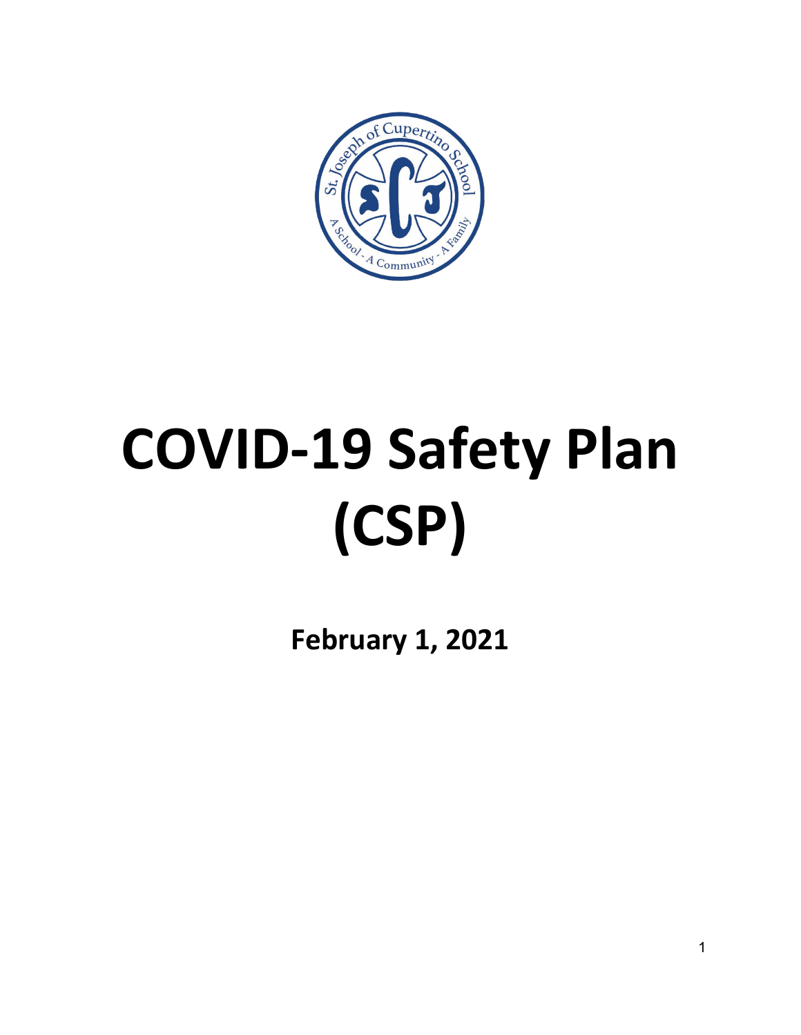# COVID-19 Safety Plan (CSP)

**February 1, 2021**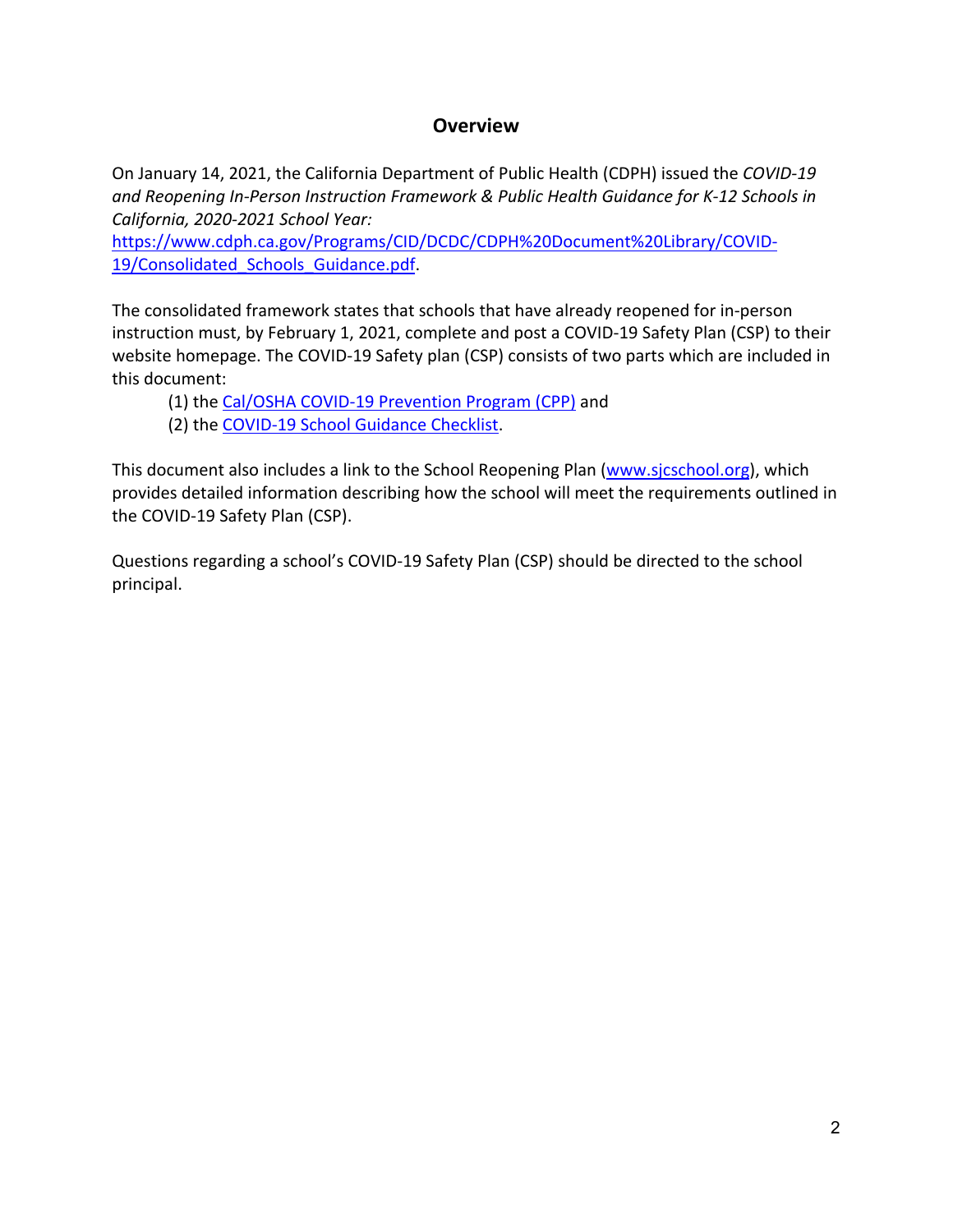## Overview

On January 14, 2021, the California Department of Public Health (CDPH) issued the *COVID-19 and Reopening In-Person Instruction Framework & Public Health Guidance for K-12 Schools in California, 2020-2021 School Year:* [https://www.cdph.ca.gov/Programs/CID/DCDC/CDPH%20Document%20Library/COVID-19/Consolidated_Schools_Guidance.pdf](https://www.cdph.ca.gov/Programs/CID/DCDC/CDPH%20Document%20Library/COVID-19/Consolidated_Schools_Guidance.pdf).

The consolidated framework states that schools that have already reopened for in-person instruction must, by February 1, 2021, complete and post a COVID-19 Safety Plan (CSP) to their website homepage. The COVID-19 Safety plan (CSP) consists of two parts which are included in this document:

(1) the Cal/OSHA COVID-19 Prevention Program (CPP) and
(2) the COVID-19 School Guidance Checklist.

This document also includes a link to the School Reopening Plan ([www.sjcschool.org](http://www.sjcschool.org)), which provides detailed information describing how the school will meet the requirements outlined in the COVID-19 Safety Plan (CSP).

Questions regarding a school's COVID-19 Safety Plan (CSP) should be directed to the school principal.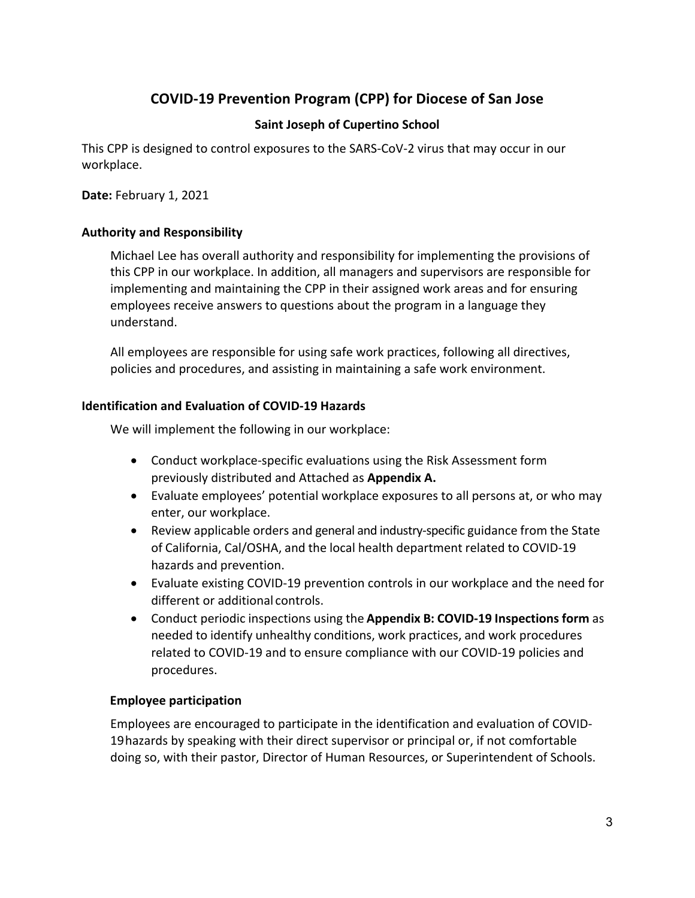# COVID-19 Prevention Program (CPP) for Diocese of San Jose

**Saint Joseph of Cupertino School**

This CPP is designed to control exposures to the SARS-CoV-2 virus that may occur in our workplace.

**Date:** February 1, 2021

### Authority and Responsibility

Michael Lee has overall authority and responsibility for implementing the provisions of this CPP in our workplace. In addition, all managers and supervisors are responsible for implementing and maintaining the CPP in their assigned work areas and for ensuring employees receive answers to questions about the program in a language they understand.

All employees are responsible for using safe work practices, following all directives, policies and procedures, and assisting in maintaining a safe work environment.

### Identification and Evaluation of COVID-19 Hazards

We will implement the following in our workplace:

- Conduct workplace-specific evaluations using the Risk Assessment form previously distributed and Attached as **Appendix A.**
- Evaluate employees' potential workplace exposures to all persons at, or who may enter, our workplace.
- Review applicable orders and general and industry-specific guidance from the State of California, Cal/OSHA, and the local health department related to COVID-19 hazards and prevention.
- Evaluate existing COVID-19 prevention controls in our workplace and the need for different or additional controls.
- Conduct periodic inspections using the **Appendix B: COVID-19 Inspections form** as needed to identify unhealthy conditions, work practices, and work procedures related to COVID-19 and to ensure compliance with our COVID-19 policies and procedures.

#### Employee participation

Employees are encouraged to participate in the identification and evaluation of COVID-19 hazards by speaking with their direct supervisor or principal or, if not comfortable doing so, with their pastor, Director of Human Resources, or Superintendent of Schools.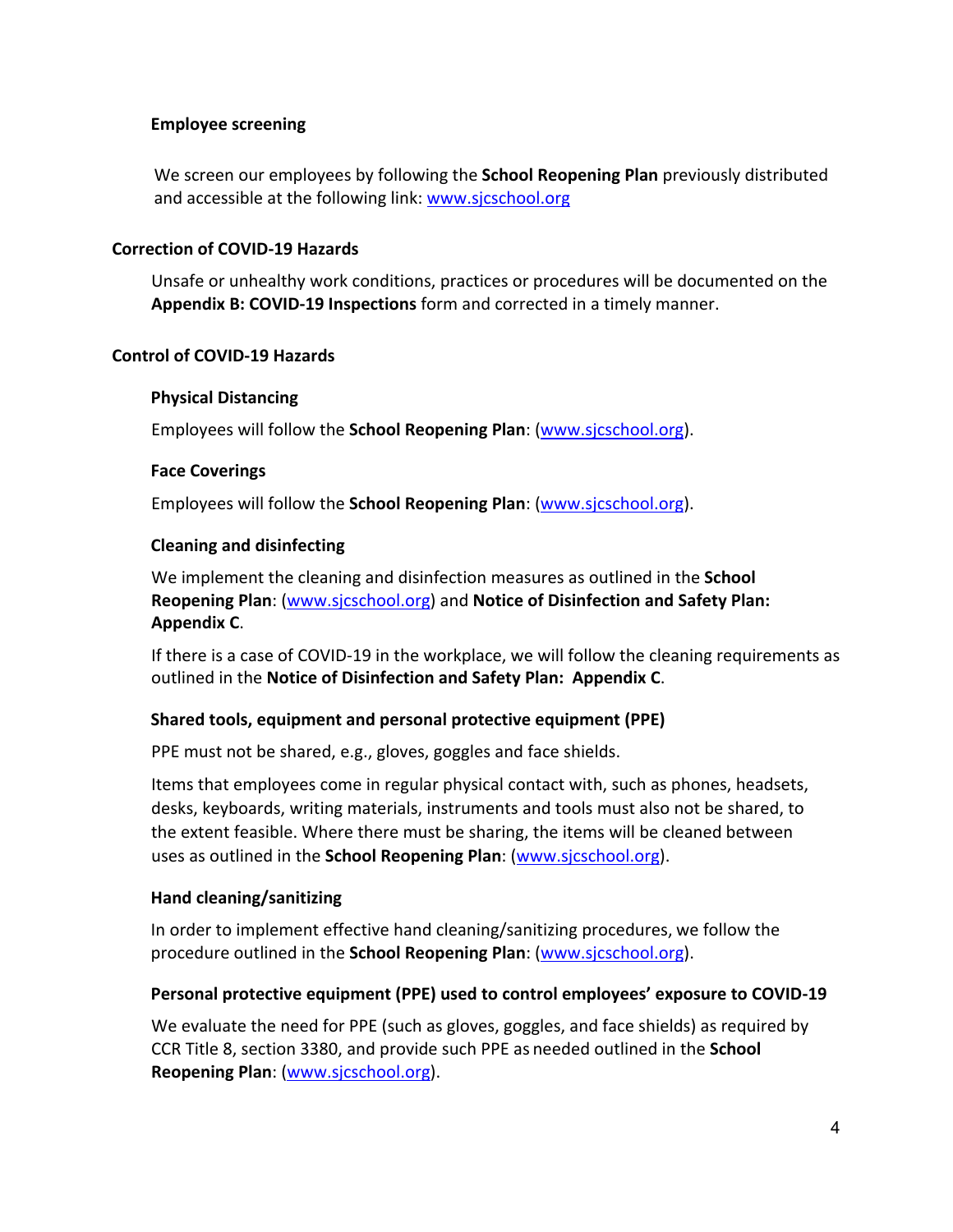### Employee screening

We screen our employees by following the **School Reopening Plan** previously distributed and accessible at the following link: [www.sjcschool.org](http://www.sjcschool.org)

## Correction of COVID-19 Hazards

Unsafe or unhealthy work conditions, practices or procedures will be documented on the **Appendix B: COVID-19 Inspections** form and corrected in a timely manner.

## Control of COVID-19 Hazards

### Physical Distancing

Employees will follow the **School Reopening Plan**: ([www.sjcschool.org](http://www.sjcschool.org)).

### Face Coverings

Employees will follow the **School Reopening Plan**: ([www.sjcschool.org](http://www.sjcschool.org)).

### Cleaning and disinfecting

We implement the cleaning and disinfection measures as outlined in the **School Reopening Plan**: ([www.sjcschool.org](http://www.sjcschool.org)) and **Notice of Disinfection and Safety Plan: Appendix C**.

If there is a case of COVID-19 in the workplace, we will follow the cleaning requirements as outlined in the **Notice of Disinfection and Safety Plan: Appendix C**.

### Shared tools, equipment and personal protective equipment (PPE)

PPE must not be shared, e.g., gloves, goggles and face shields.

Items that employees come in regular physical contact with, such as phones, headsets, desks, keyboards, writing materials, instruments and tools must also not be shared, to the extent feasible. Where there must be sharing, the items will be cleaned between uses as outlined in the **School Reopening Plan**: ([www.sjcschool.org](http://www.sjcschool.org)).

### Hand cleaning/sanitizing

In order to implement effective hand cleaning/sanitizing procedures, we follow the procedure outlined in the **School Reopening Plan**: ([www.sjcschool.org](http://www.sjcschool.org)).

### Personal protective equipment (PPE) used to control employees' exposure to COVID-19

We evaluate the need for PPE (such as gloves, goggles, and face shields) as required by CCR Title 8, section 3380, and provide such PPE as needed outlined in the **School Reopening Plan**: ([www.sjcschool.org](http://www.sjcschool.org)).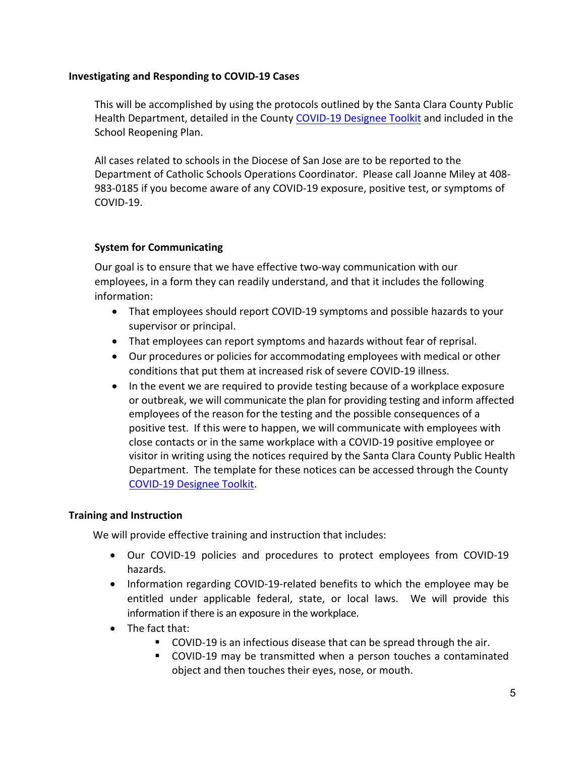**Investigating and Responding to COVID-19 Cases**

This will be accomplished by using the protocols outlined by the Santa Clara County Public Health Department, detailed in the County [COVID-19 Designee Toolkit]() and included in the School Reopening Plan.

All cases related to schools in the Diocese of San Jose are to be reported to the Department of Catholic Schools Operations Coordinator. Please call Joanne Miley at 408-983-0185 if you become aware of any COVID-19 exposure, positive test, or symptoms of COVID-19.

**System for Communicating**

Our goal is to ensure that we have effective two-way communication with our employees, in a form they can readily understand, and that it includes the following information:

- That employees should report COVID-19 symptoms and possible hazards to your supervisor or principal.
- That employees can report symptoms and hazards without fear of reprisal.
- Our procedures or policies for accommodating employees with medical or other conditions that put them at increased risk of severe COVID-19 illness.
- In the event we are required to provide testing because of a workplace exposure or outbreak, we will communicate the plan for providing testing and inform affected employees of the reason for the testing and the possible consequences of a positive test. If this were to happen, we will communicate with employees with close contacts or in the same workplace with a COVID-19 positive employee or visitor in writing using the notices required by the Santa Clara County Public Health Department. The template for these notices can be accessed through the County [COVID-19 Designee Toolkit]().

**Training and Instruction**

We will provide effective training and instruction that includes:

- Our COVID-19 policies and procedures to protect employees from COVID-19 hazards.
- Information regarding COVID-19-related benefits to which the employee may be entitled under applicable federal, state, or local laws. We will provide this information if there is an exposure in the workplace.
- The fact that:
  - COVID-19 is an infectious disease that can be spread through the air.
  - COVID-19 may be transmitted when a person touches a contaminated object and then touches their eyes, nose, or mouth.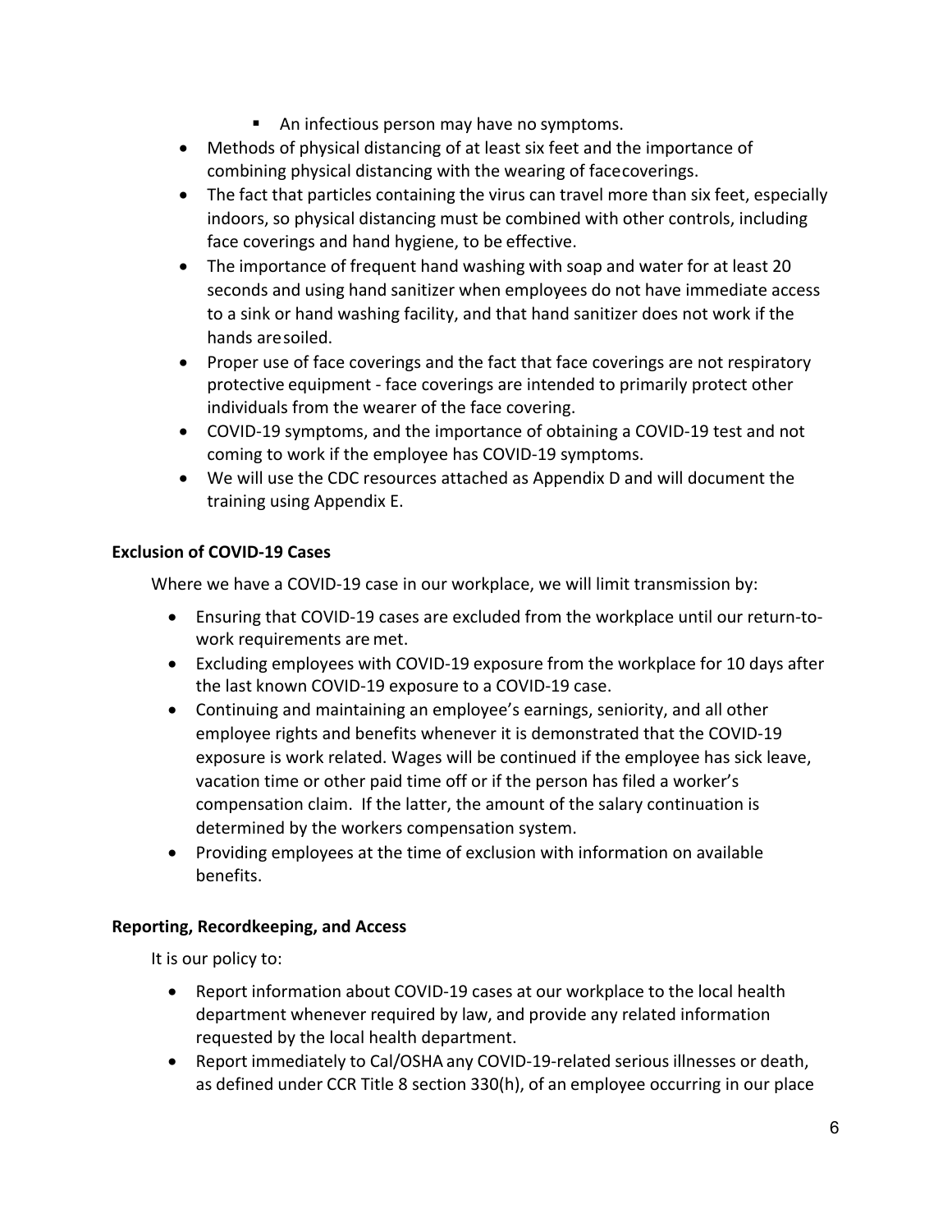- An infectious person may have no symptoms.

- Methods of physical distancing of at least six feet and the importance of combining physical distancing with the wearing of face coverings.
- The fact that particles containing the virus can travel more than six feet, especially indoors, so physical distancing must be combined with other controls, including face coverings and hand hygiene, to be effective.
- The importance of frequent hand washing with soap and water for at least 20 seconds and using hand sanitizer when employees do not have immediate access to a sink or hand washing facility, and that hand sanitizer does not work if the hands are soiled.
- Proper use of face coverings and the fact that face coverings are not respiratory protective equipment - face coverings are intended to primarily protect other individuals from the wearer of the face covering.
- COVID-19 symptoms, and the importance of obtaining a COVID-19 test and not coming to work if the employee has COVID-19 symptoms.
- We will use the CDC resources attached as Appendix D and will document the training using Appendix E.

**Exclusion of COVID-19 Cases**

Where we have a COVID-19 case in our workplace, we will limit transmission by:

- Ensuring that COVID-19 cases are excluded from the workplace until our return-to-work requirements are met.
- Excluding employees with COVID-19 exposure from the workplace for 10 days after the last known COVID-19 exposure to a COVID-19 case.
- Continuing and maintaining an employee's earnings, seniority, and all other employee rights and benefits whenever it is demonstrated that the COVID-19 exposure is work related. Wages will be continued if the employee has sick leave, vacation time or other paid time off or if the person has filed a worker's compensation claim. If the latter, the amount of the salary continuation is determined by the workers compensation system.
- Providing employees at the time of exclusion with information on available benefits.

**Reporting, Recordkeeping, and Access**

It is our policy to:

- Report information about COVID-19 cases at our workplace to the local health department whenever required by law, and provide any related information requested by the local health department.
- Report immediately to Cal/OSHA any COVID-19-related serious illnesses or death, as defined under CCR Title 8 section 330(h), of an employee occurring in our place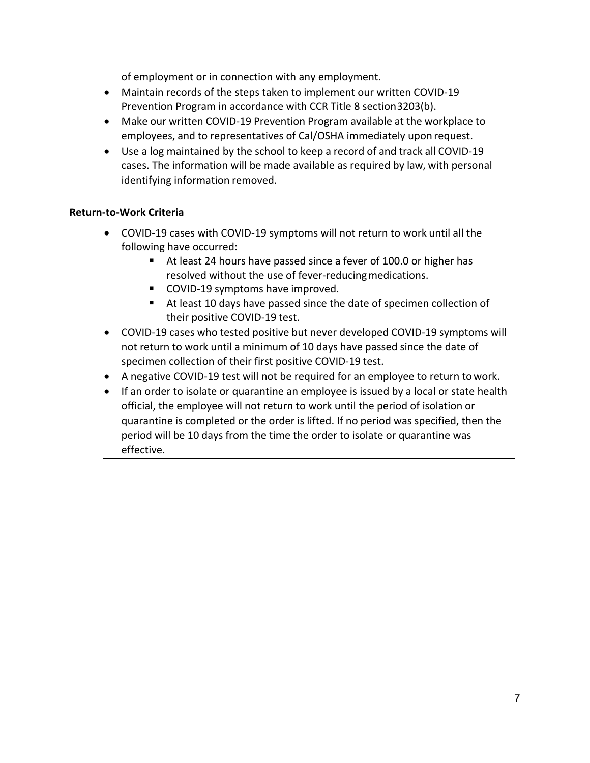of employment or in connection with any employment.

- Maintain records of the steps taken to implement our written COVID-19 Prevention Program in accordance with CCR Title 8 section 3203(b).
- Make our written COVID-19 Prevention Program available at the workplace to employees, and to representatives of Cal/OSHA immediately upon request.
- Use a log maintained by the school to keep a record of and track all COVID-19 cases. The information will be made available as required by law, with personal identifying information removed.

**Return-to-Work Criteria**

- COVID-19 cases with COVID-19 symptoms will not return to work until all the following have occurred:
  - At least 24 hours have passed since a fever of 100.0 or higher has resolved without the use of fever-reducing medications.
  - COVID-19 symptoms have improved.
  - At least 10 days have passed since the date of specimen collection of their positive COVID-19 test.
- COVID-19 cases who tested positive but never developed COVID-19 symptoms will not return to work until a minimum of 10 days have passed since the date of specimen collection of their first positive COVID-19 test.
- A negative COVID-19 test will not be required for an employee to return to work.
- If an order to isolate or quarantine an employee is issued by a local or state health official, the employee will not return to work until the period of isolation or quarantine is completed or the order is lifted. If no period was specified, then the period will be 10 days from the time the order to isolate or quarantine was effective.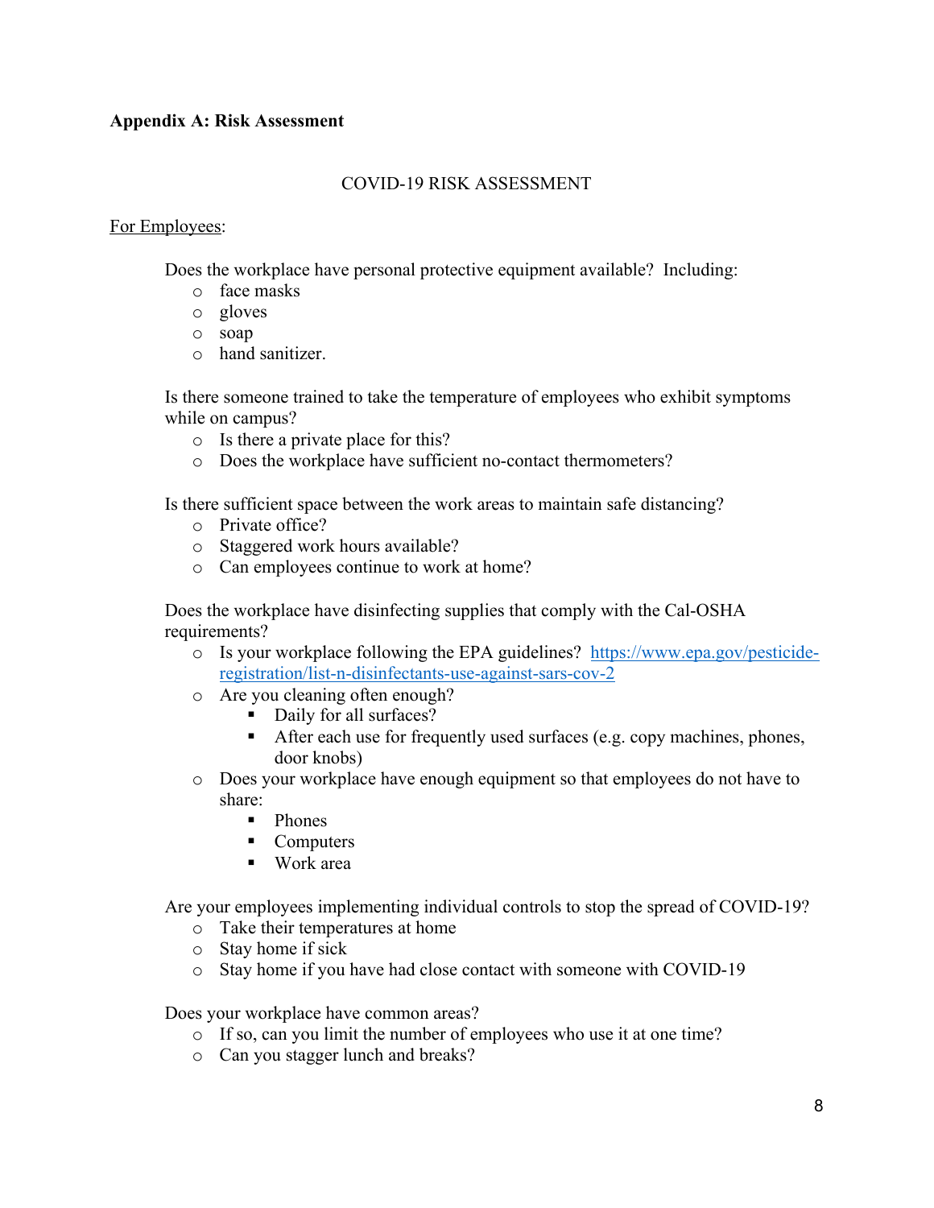**Appendix A: Risk Assessment**

COVID-19 RISK ASSESSMENT

<u>For Employees</u>:

Does the workplace have personal protective equipment available? Including:

- face masks
- gloves
- soap
- hand sanitizer.

Is there someone trained to take the temperature of employees who exhibit symptoms while on campus?

- Is there a private place for this?
- Does the workplace have sufficient no-contact thermometers?

Is there sufficient space between the work areas to maintain safe distancing?

- Private office?
- Staggered work hours available?
- Can employees continue to work at home?

Does the workplace have disinfecting supplies that comply with the Cal-OSHA requirements?

- Is your workplace following the EPA guidelines? [https://www.epa.gov/pesticide-registration/list-n-disinfectants-use-against-sars-cov-2](https://www.epa.gov/pesticide-registration/list-n-disinfectants-use-against-sars-cov-2)
- Are you cleaning often enough?
  - Daily for all surfaces?
  - After each use for frequently used surfaces (e.g. copy machines, phones, door knobs)
- Does your workplace have enough equipment so that employees do not have to share:
  - Phones
  - Computers
  - Work area

Are your employees implementing individual controls to stop the spread of COVID-19?

- Take their temperatures at home
- Stay home if sick
- Stay home if you have had close contact with someone with COVID-19

Does your workplace have common areas?

- If so, can you limit the number of employees who use it at one time?
- Can you stagger lunch and breaks?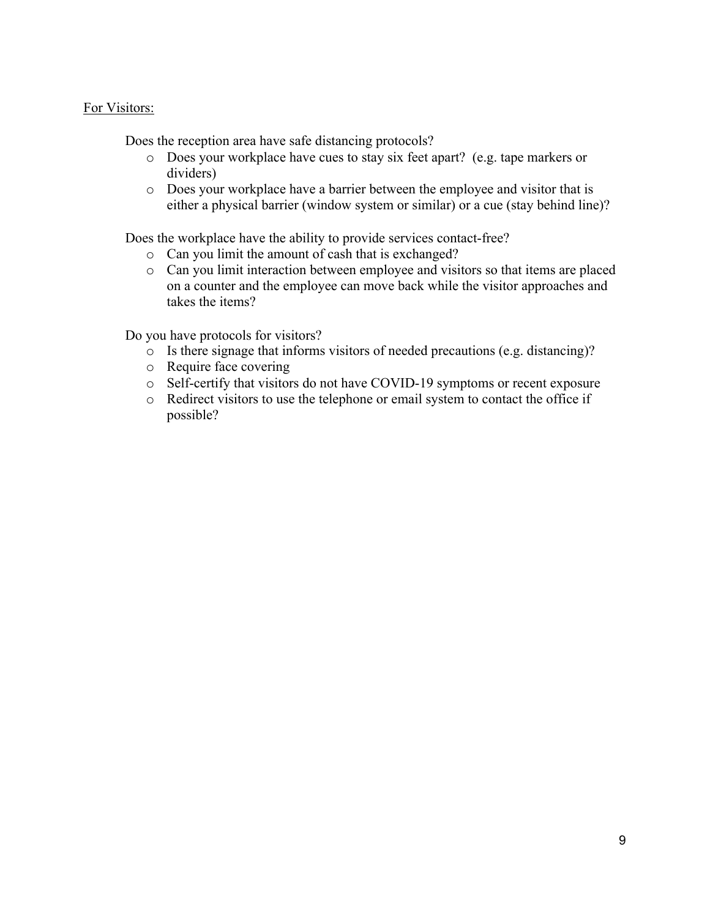<u>For Visitors:</u>

Does the reception area have safe distancing protocols?

- Does your workplace have cues to stay six feet apart? (e.g. tape markers or dividers)
- Does your workplace have a barrier between the employee and visitor that is either a physical barrier (window system or similar) or a cue (stay behind line)?

Does the workplace have the ability to provide services contact-free?

- Can you limit the amount of cash that is exchanged?
- Can you limit interaction between employee and visitors so that items are placed on a counter and the employee can move back while the visitor approaches and takes the items?

Do you have protocols for visitors?

- Is there signage that informs visitors of needed precautions (e.g. distancing)?
- Require face covering
- Self-certify that visitors do not have COVID-19 symptoms or recent exposure
- Redirect visitors to use the telephone or email system to contact the office if possible?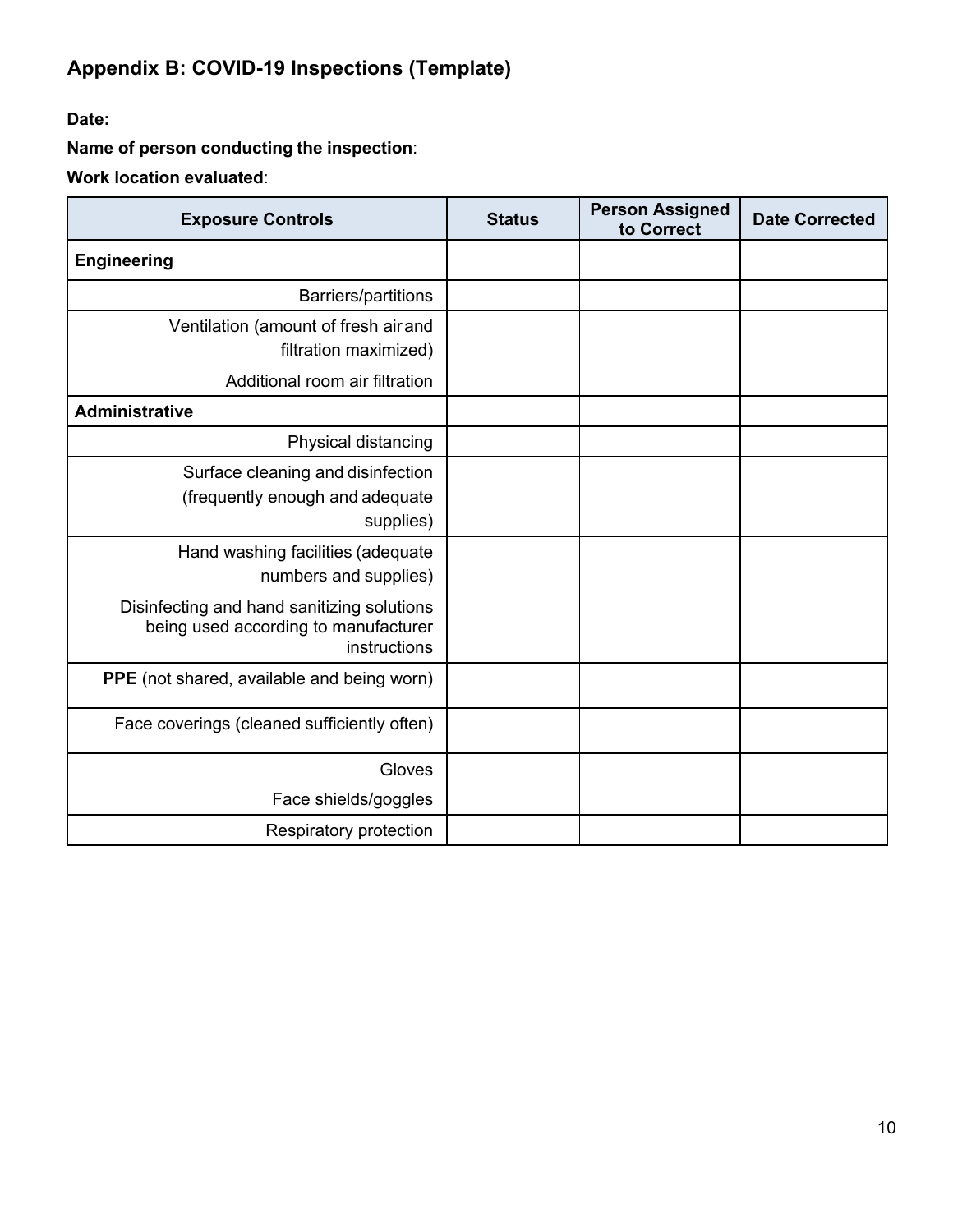## Appendix B: COVID-19 Inspections (Template)

**Date:**

**Name of person conducting the inspection**:

**Work location evaluated**:

| Exposure Controls | Status | Person Assigned to Correct | Date Corrected |
|---|---|---|---|
| **Engineering** | | | |
| Barriers/partitions | | | |
| Ventilation (amount of fresh air and filtration maximized) | | | |
| Additional room air filtration | | | |
| **Administrative** | | | |
| Physical distancing | | | |
| Surface cleaning and disinfection (frequently enough and adequate supplies) | | | |
| Hand washing facilities (adequate numbers and supplies) | | | |
| Disinfecting and hand sanitizing solutions being used according to manufacturer instructions | | | |
| **PPE** (not shared, available and being worn) | | | |
| Face coverings (cleaned sufficiently often) | | | |
| Gloves | | | |
| Face shields/goggles | | | |
| Respiratory protection | | | |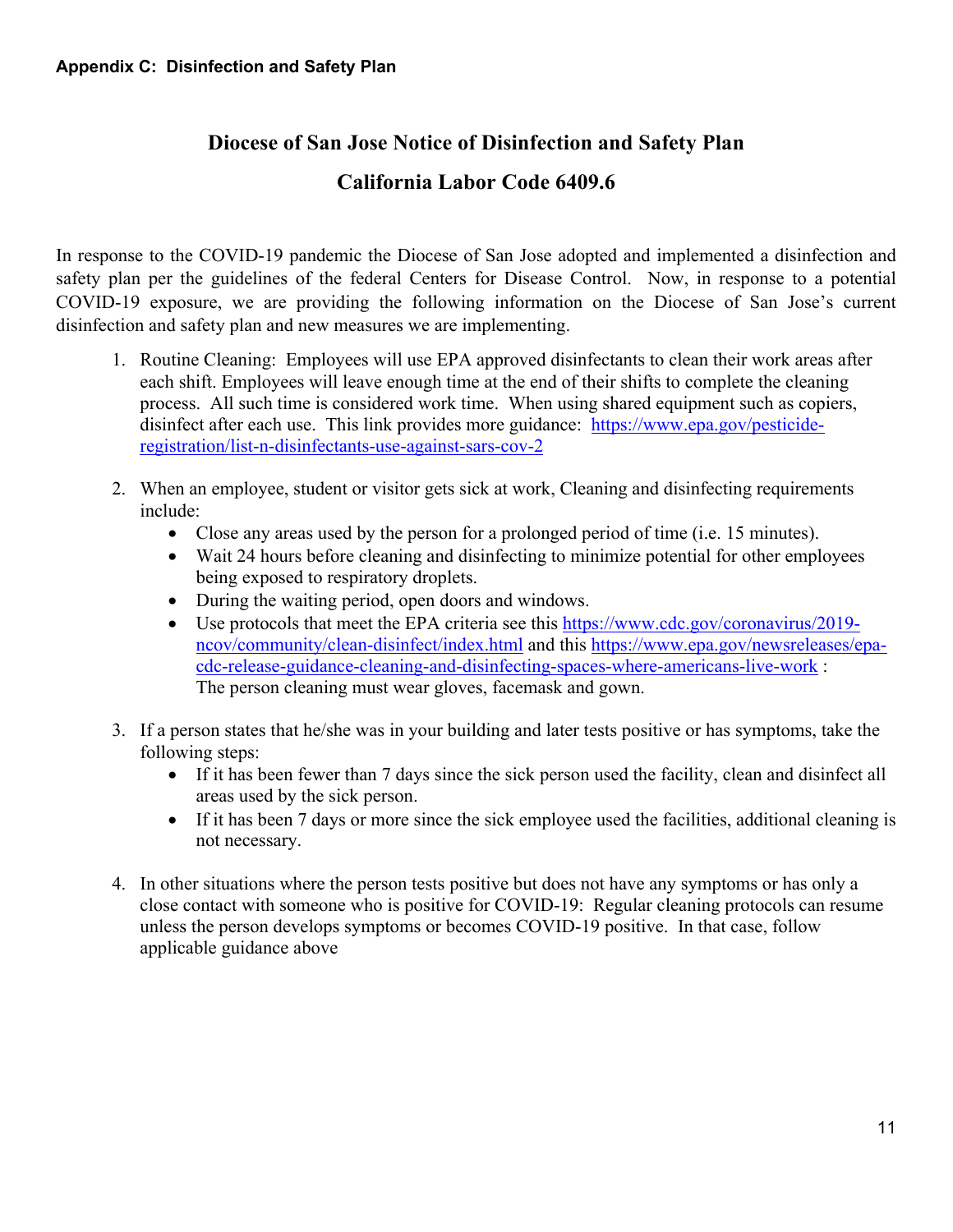**Appendix C: Disinfection and Safety Plan**

## Diocese of San Jose Notice of Disinfection and Safety Plan

## California Labor Code 6409.6

In response to the COVID-19 pandemic the Diocese of San Jose adopted and implemented a disinfection and safety plan per the guidelines of the federal Centers for Disease Control. Now, in response to a potential COVID-19 exposure, we are providing the following information on the Diocese of San Jose's current disinfection and safety plan and new measures we are implementing.

1. Routine Cleaning: Employees will use EPA approved disinfectants to clean their work areas after each shift. Employees will leave enough time at the end of their shifts to complete the cleaning process. All such time is considered work time. When using shared equipment such as copiers, disinfect after each use. This link provides more guidance: https://www.epa.gov/pesticide-registration/list-n-disinfectants-use-against-sars-cov-2

2. When an employee, student or visitor gets sick at work, Cleaning and disinfecting requirements include:
   - Close any areas used by the person for a prolonged period of time (i.e. 15 minutes).
   - Wait 24 hours before cleaning and disinfecting to minimize potential for other employees being exposed to respiratory droplets.
   - During the waiting period, open doors and windows.
   - Use protocols that meet the EPA criteria see this https://www.cdc.gov/coronavirus/2019-ncov/community/clean-disinfect/index.html and this https://www.epa.gov/newsreleases/epa-cdc-release-guidance-cleaning-and-disinfecting-spaces-where-americans-live-work :  
     The person cleaning must wear gloves, facemask and gown.

3. If a person states that he/she was in your building and later tests positive or has symptoms, take the following steps:
   - If it has been fewer than 7 days since the sick person used the facility, clean and disinfect all areas used by the sick person.
   - If it has been 7 days or more since the sick employee used the facilities, additional cleaning is not necessary.

4. In other situations where the person tests positive but does not have any symptoms or has only a close contact with someone who is positive for COVID-19: Regular cleaning protocols can resume unless the person develops symptoms or becomes COVID-19 positive. In that case, follow applicable guidance above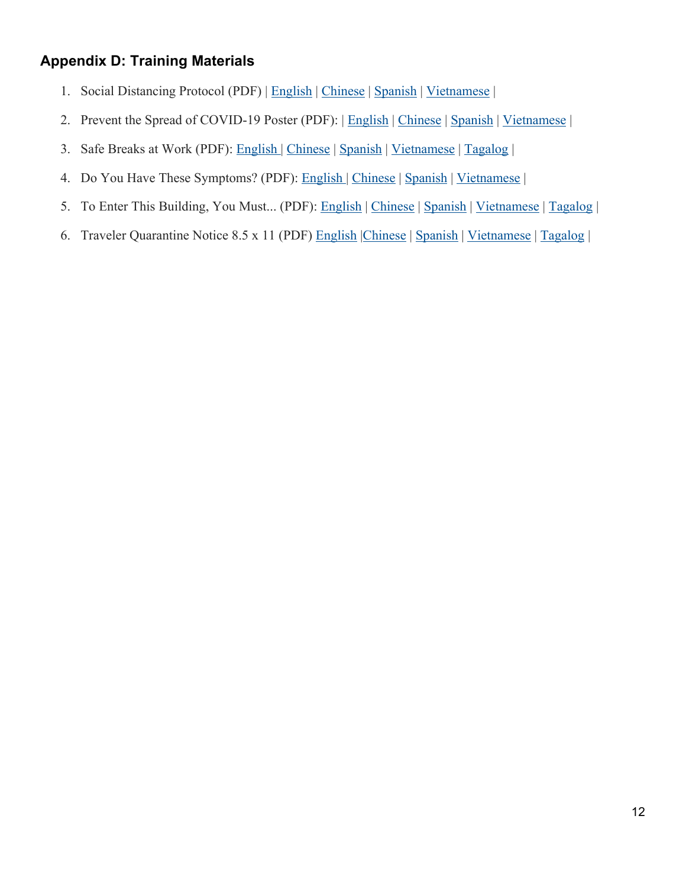## Appendix D: Training Materials

1. Social Distancing Protocol (PDF) | English | Chinese | Spanish | Vietnamese |
2. Prevent the Spread of COVID-19 Poster (PDF): | English | Chinese | Spanish | Vietnamese |
3. Safe Breaks at Work (PDF): English | Chinese | Spanish | Vietnamese | Tagalog |
4. Do You Have These Symptoms? (PDF): English | Chinese | Spanish | Vietnamese |
5. To Enter This Building, You Must... (PDF): English | Chinese | Spanish | Vietnamese | Tagalog |
6. Traveler Quarantine Notice 8.5 x 11 (PDF) English |Chinese | Spanish | Vietnamese | Tagalog |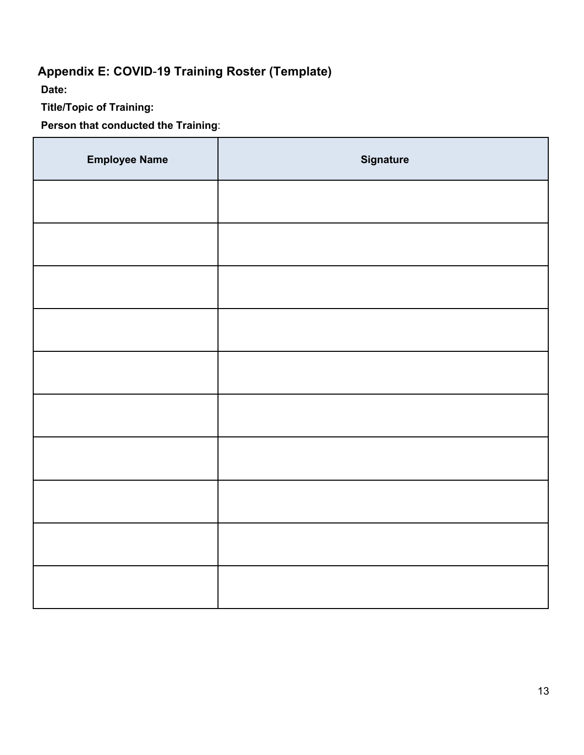## Appendix E: COVID-19 Training Roster (Template)

**Date:**

**Title/Topic of Training:**

**Person that conducted the Training**:

| Employee Name | Signature |
|---|---|
| | |
| | |
| | |
| | |
| | |
| | |
| | |
| | |
| | |
| | |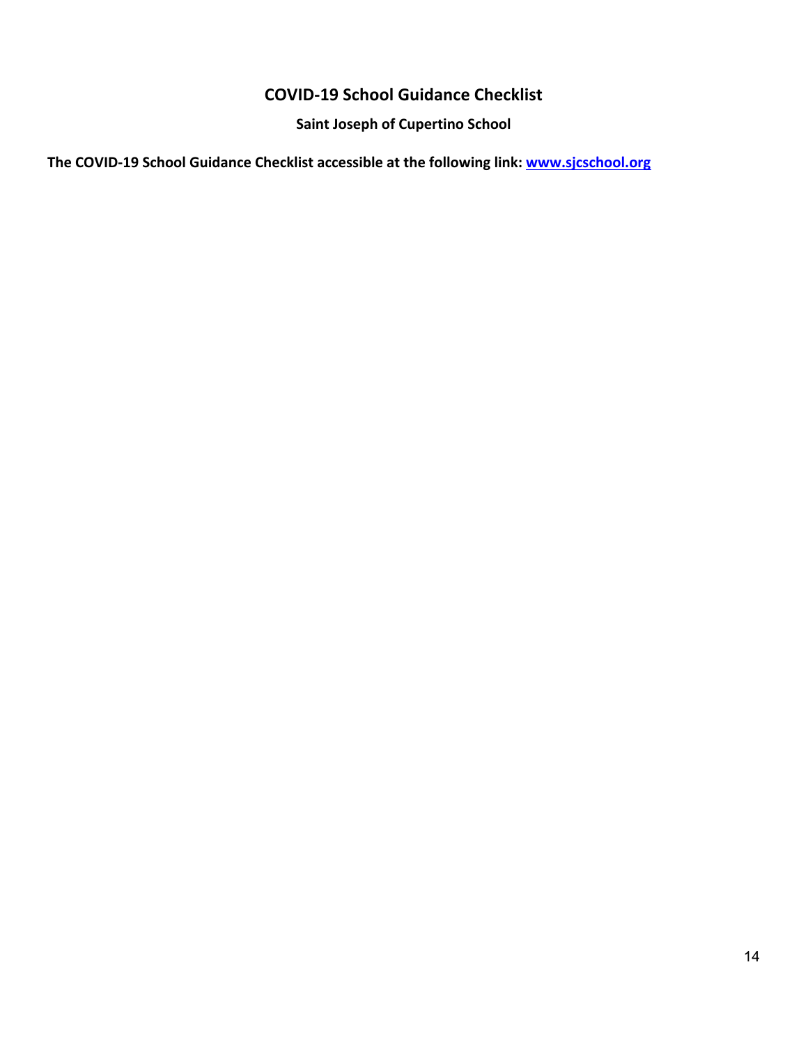# COVID-19 School Guidance Checklist

**Saint Joseph of Cupertino School**

**The COVID-19 School Guidance Checklist accessible at the following link: [www.sjcschool.org](http://www.sjcschool.org)**